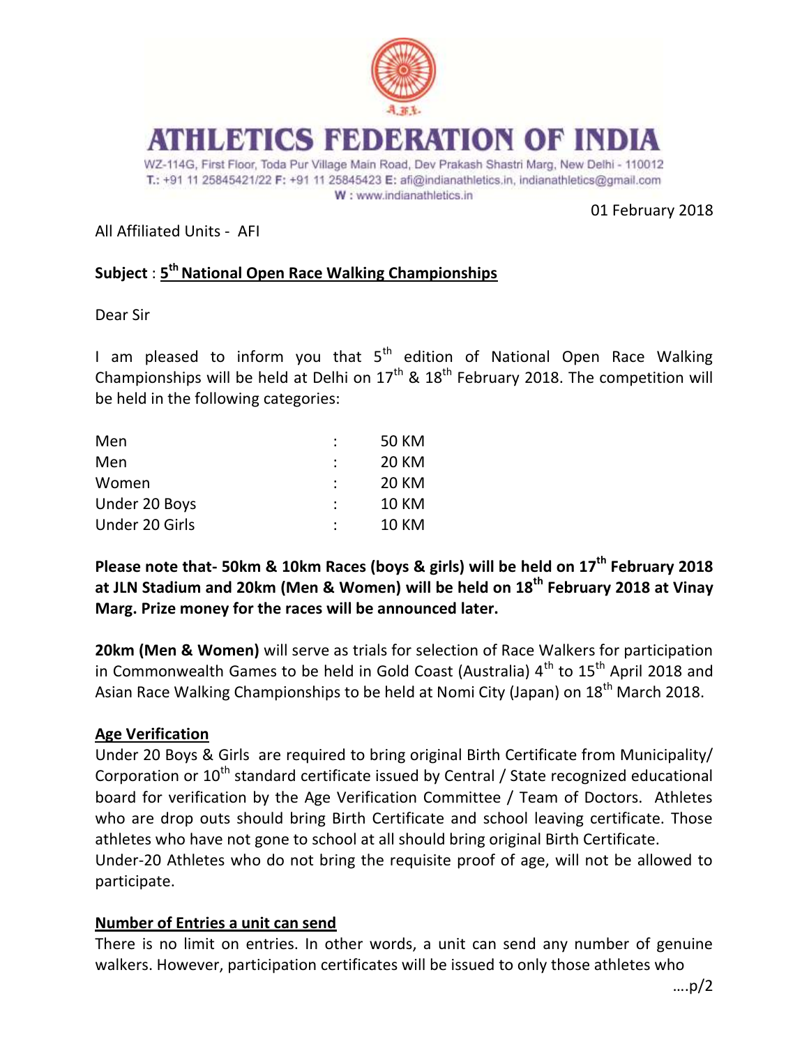# ATHLETICS FEDERATION OF INDIA

WZ-114G, First Floor, Toda Pur Village Main Road, Dev Prakash Shastri Marg, New Delhi - 110012
T.: +91 11 25845421/22 F: +91 11 25845423 E: afi@indianathletics.in, indianathletics@gmail.com
W : www.indianathletics.in

01 February 2018

All Affiliated Units - AFI

**Subject** : **5th National Open Race Walking Championships**

Dear Sir

I am pleased to inform you that 5th edition of National Open Race Walking Championships will be held at Delhi on 17th & 18th February 2018. The competition will be held in the following categories:

| | | |
|---|---|---|
| Men | : | 50 KM |
| Men | : | 20 KM |
| Women | : | 20 KM |
| Under 20 Boys | : | 10 KM |
| Under 20 Girls | : | 10 KM |

**Please note that- 50km & 10km Races (boys & girls) will be held on 17th February 2018 at JLN Stadium and 20km (Men & Women) will be held on 18th February 2018 at Vinay Marg. Prize money for the races will be announced later.**

**20km (Men & Women)** will serve as trials for selection of Race Walkers for participation in Commonwealth Games to be held in Gold Coast (Australia) 4th to 15th April 2018 and Asian Race Walking Championships to be held at Nomi City (Japan) on 18th March 2018.

**Age Verification**

Under 20 Boys & Girls are required to bring original Birth Certificate from Municipality/ Corporation or 10th standard certificate issued by Central / State recognized educational board for verification by the Age Verification Committee / Team of Doctors. Athletes who are drop outs should bring Birth Certificate and school leaving certificate. Those athletes who have not gone to school at all should bring original Birth Certificate.
Under-20 Athletes who do not bring the requisite proof of age, will not be allowed to participate.

**Number of Entries a unit can send**

There is no limit on entries. In other words, a unit can send any number of genuine walkers. However, participation certificates will be issued to only those athletes who

….p/2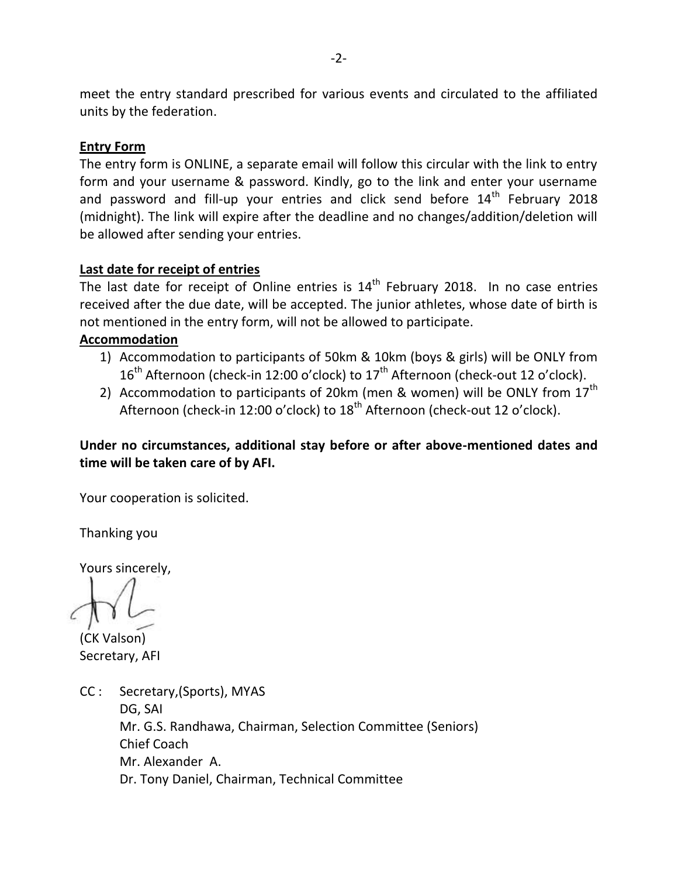meet the entry standard prescribed for various events and circulated to the affiliated units by the federation.

**Entry Form**

The entry form is ONLINE, a separate email will follow this circular with the link to entry form and your username & password. Kindly, go to the link and enter your username and password and fill-up your entries and click send before 14th February 2018 (midnight). The link will expire after the deadline and no changes/addition/deletion will be allowed after sending your entries.

**Last date for receipt of entries**

The last date for receipt of Online entries is 14th February 2018. In no case entries received after the due date, will be accepted. The junior athletes, whose date of birth is not mentioned in the entry form, will not be allowed to participate.

**Accommodation**

1) Accommodation to participants of 50km & 10km (boys & girls) will be ONLY from 16th Afternoon (check-in 12:00 o'clock) to 17th Afternoon (check-out 12 o'clock).
2) Accommodation to participants of 20km (men & women) will be ONLY from 17th Afternoon (check-in 12:00 o'clock) to 18th Afternoon (check-out 12 o'clock).

**Under no circumstances, additional stay before or after above-mentioned dates and time will be taken care of by AFI.**

Your cooperation is solicited.

Thanking you

Yours sincerely,

(CK Valson)
Secretary, AFI

CC : Secretary,(Sports), MYAS
DG, SAI
Mr. G.S. Randhawa, Chairman, Selection Committee (Seniors)
Chief Coach
Mr. Alexander A.
Dr. Tony Daniel, Chairman, Technical Committee